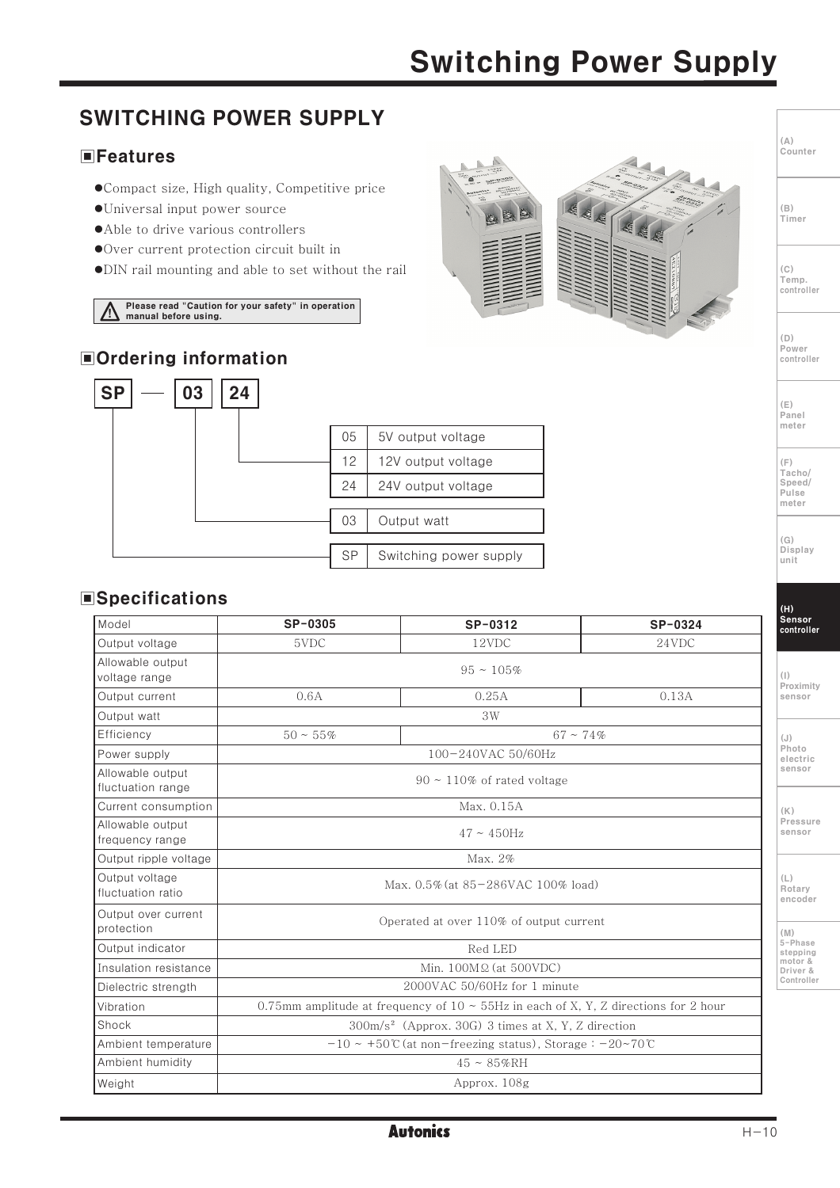# Switching Power Supply

## SWITCHING POWER SUPPLY

### Features

- Compact size, High quality, Competitive price
- Universal input power source
- Able to drive various controllers
- Over current protection circuit built in
- DIN rail mounting and able to set without the rail

⚠ Please read "Caution for your safety" in operation manual before using.

### Ordering information

**SP** — **03** **24**

| Code | Description |
|---|---|
| 05 | 5V output voltage |
| 12 | 12V output voltage |
| 24 | 24V output voltage |
| 03 | Output watt |
| SP | Switching power supply |

### Specifications

| Model | SP-0305 | SP-0312 | SP-0324 |
|---|---|---|---|
| Output voltage | 5VDC | 12VDC | 24VDC |
| Allowable output voltage range | 95 ~ 105% | | |
| Output current | 0.6A | 0.25A | 0.13A |
| Output watt | 3W | | |
| Efficiency | 50 ~ 55% | 67 ~ 74% | |
| Power supply | 100-240VAC 50/60Hz | | |
| Allowable output fluctuation range | 90 ~ 110% of rated voltage | | |
| Current consumption | Max. 0.15A | | |
| Allowable output frequency range | 47 ~ 450Hz | | |
| Output ripple voltage | Max. 2% | | |
| Output voltage fluctuation ratio | Max. 0.5% (at 85-286VAC 100% load) | | |
| Output over current protection | Operated at over 110% of output current | | |
| Output indicator | Red LED | | |
| Insulation resistance | Min. 100MΩ (at 500VDC) | | |
| Dielectric strength | 2000VAC 50/60Hz for 1 minute | | |
| Vibration | 0.75mm amplitude at frequency of 10 ~ 55Hz in each of X, Y, Z directions for 2 hour | | |
| Shock | 300m/s² (Approx. 30G) 3 times at X, Y, Z direction | | |
| Ambient temperature | -10 ~ +50℃ (at non-freezing status), Storage : -20~70℃ | | |
| Ambient humidity | 45 ~ 85%RH | | |
| Weight | Approx. 108g | | |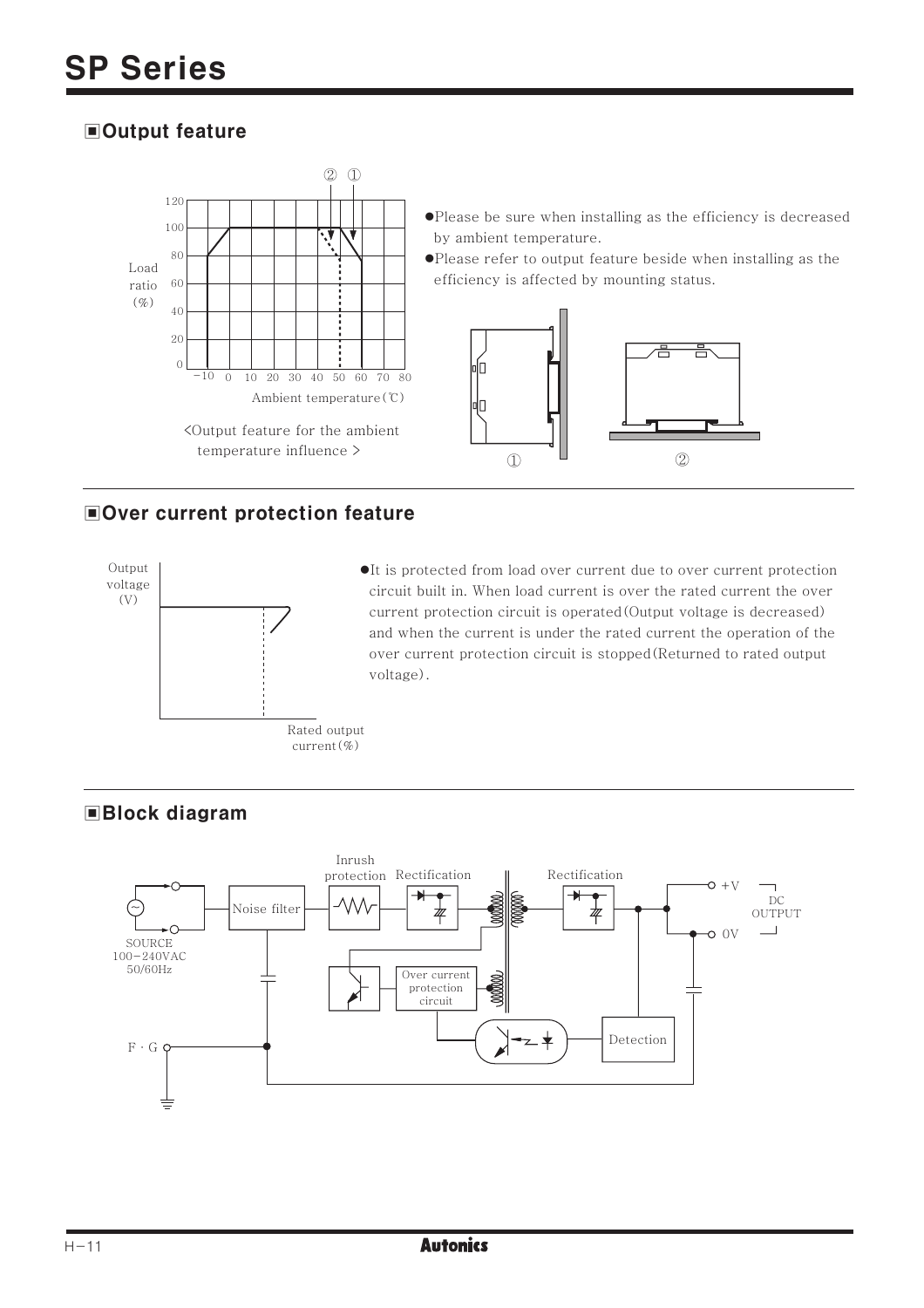## ▣Output feature

<Output feature for the ambient temperature influence >

- Please be sure when installing as the efficiency is decreased by ambient temperature.
- Please refer to output feature beside when installing as the efficiency is affected by mounting status.

## ▣Over current protection feature

- It is protected from load over current due to over current protection circuit built in. When load current is over the rated current the over current protection circuit is operated(Output voltage is decreased) and when the current is under the rated current the operation of the over current protection circuit is stopped(Returned to rated output voltage).

## ▣Block diagram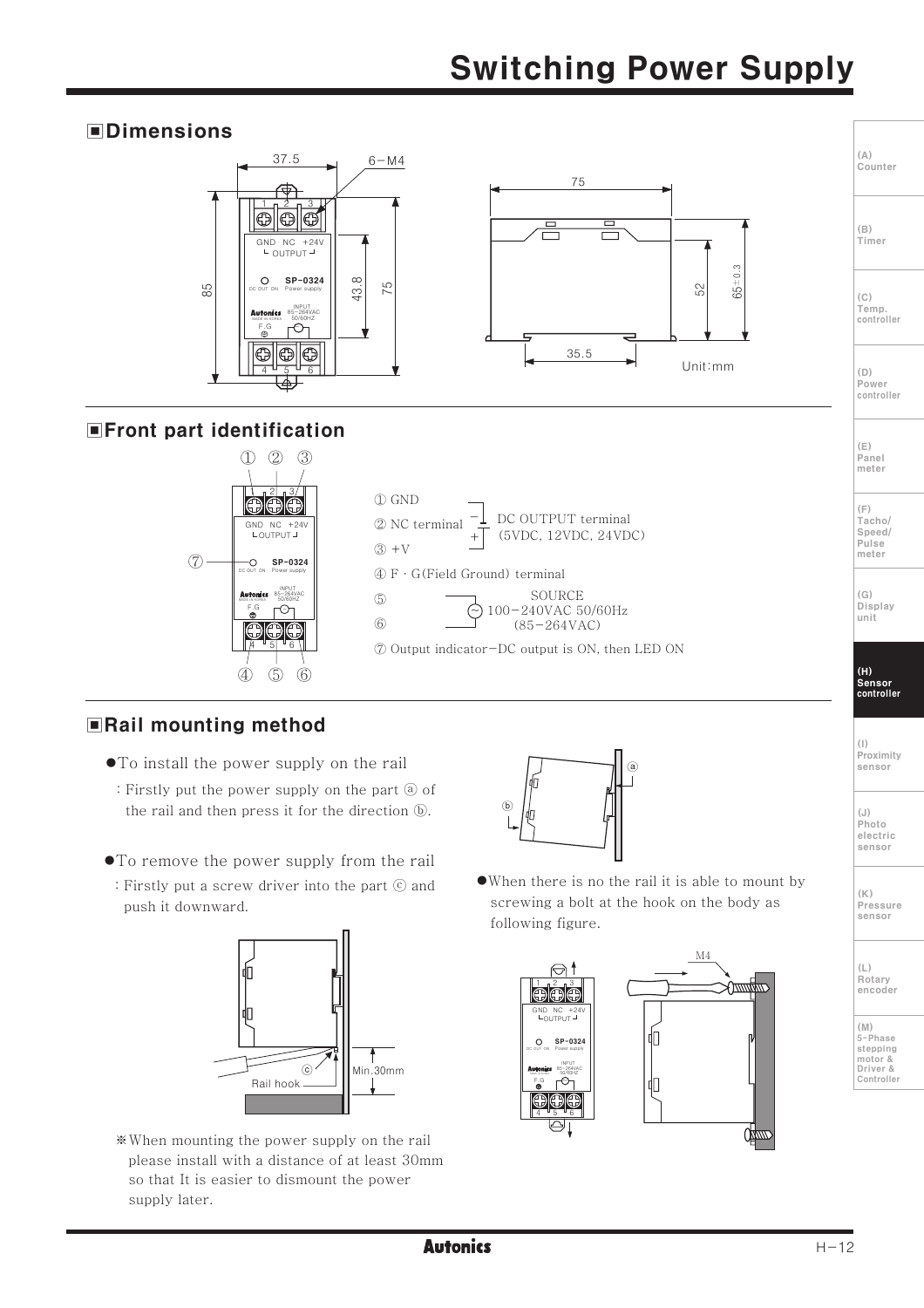## Dimensions

## Front part identification

① GND
② NC terminal — DC OUTPUT terminal (5VDC, 12VDC, 24VDC)
③ +V
④ F · G(Field Ground) terminal
⑤ ⑥ SOURCE 100−240VAC 50/60Hz (85−264VAC)
⑦ Output indicator−DC output is ON, then LED ON

## Rail mounting method

- To install the power supply on the rail
  : Firstly put the power supply on the part ⓐ of the rail and then press it for the direction ⓑ.

- To remove the power supply from the rail
  : Firstly put a screw driver into the part ⓒ and push it downward.

※When mounting the power supply on the rail please install with a distance of at least 30mm so that It is easier to dismount the power supply later.

- When there is no the rail it is able to mount by screwing a bolt at the hook on the body as following figure.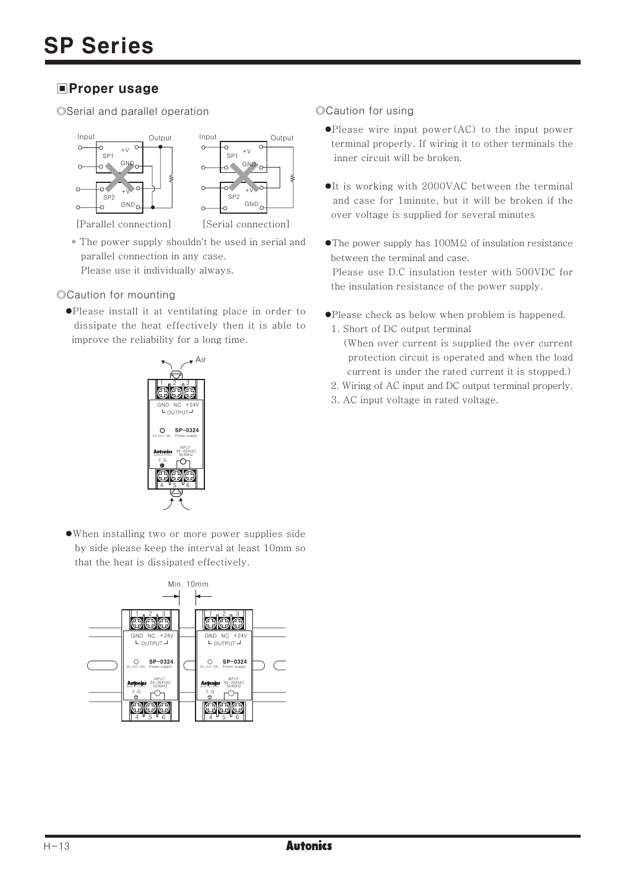# SP Series

## ▣Proper usage

◎Serial and parallel operation

Input Output Input Output

SP1 +V GND SP1 +V GND

SP2 +V GND SP2 +V GND

[Parallel connection] [Serial connection]

* The power supply shouldn't be used in serial and parallel connection in any case.
  Please use it individually always.

◎Caution for mounting

- Please install it at ventilating place in order to dissipate the heat effectively then it is able to improve the reliability for a long time.

Air

1 2 3
GND NC +24V
OUTPUT
DC OUT ON SP-0324 Power supply
Autonics INPUT 85-264VAC 50/60HZ
F.G
4 5 6

- When installing two or more power supplies side by side please keep the interval at least 10mm so that the heat is dissipated effectively.

Min. 10mm

1 2 3
GND NC +24V
OUTPUT
DC OUT ON SP-0324 Power supply
Autonics INPUT 85-264VAC 50/60HZ
F.G
4 5 6

1 2 3
GND NC +24V
OUTPUT
DC OUT ON SP-0324 Power supply
Autonics INPUT 85-264VAC 50/60HZ
F.G
4 5 6

◎Caution for using

- Please wire input power(AC) to the input power terminal properly. If wiring it to other terminals the inner circuit will be broken.
- It is working with 2000VAC between the terminal and case for 1minute, but it will be broken if the over voltage is supplied for several minutes
- The power supply has 100MΩ of insulation resistance between the terminal and case.
  Please use D.C insulation tester with 500VDC for the insulation resistance of the power supply.
- Please check as below when problem is happened.
  1. Short of DC output terminal
     (When over current is supplied the over current protection circuit is operated and when the load current is under the rated current it is stopped.)
  2. Wiring of AC input and DC output terminal properly.
  3. AC input voltage in rated voltage.